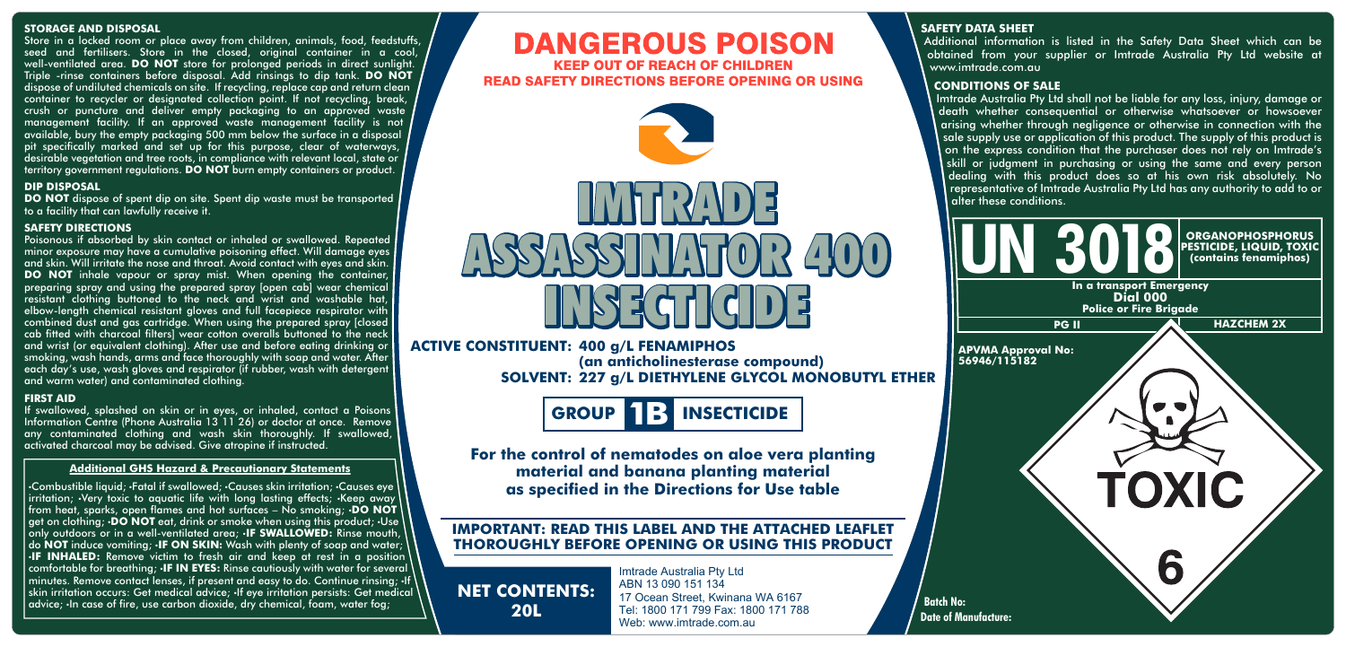## STORAGE AND DISPOSAL

Store in a locked room or place away from children, animals, food, feedstuffs, seed and fertilisers. Store in the closed, original container in a cool, well-ventilated area. **DO NOT** store for prolonged periods in direct sunlight. Triple -rinse containers before disposal. Add rinsings to dip tank. **DO NOT** dispose of undiluted chemicals on site. If recycling, replace cap and return clean container to recycler or designated collection point. If not recycling, break, crush or puncture and deliver empty packaging to an approved waste management facility. If an approved waste management facility is not available, bury the empty packaging 500 mm below the surface in a disposal pit specifically marked and set up for this purpose, clear of waterways, desirable vegetation and tree roots, in compliance with relevant local, state or territory government regulations. **DO NOT** burn empty containers or product.

## DIP DISPOSAL

**DO NOT** dispose of spent dip on site. Spent dip waste must be transported to a facility that can lawfully receive it.

## SAFETY DIRECTIONS

Poisonous if absorbed by skin contact or inhaled or swallowed. Repeated minor exposure may have a cumulative poisoning effect. Will damage eyes and skin. Will irritate the nose and throat. Avoid contact with eyes and skin. **DO NOT** inhale vapour or spray mist. When opening the container, preparing spray and using the prepared spray [open cab] wear chemical resistant clothing buttoned to the neck and wrist and washable hat, elbow-length chemical resistant gloves and full facepiece respirator with combined dust and gas cartridge. When using the prepared spray [closed cab fitted with charcoal filters] wear cotton overalls buttoned to the neck and wrist (or equivalent clothing). After use and before eating drinking or smoking, wash hands, arms and face thoroughly with soap and water. After each day's use, wash gloves and respirator (if rubber, wash with detergent and warm water) and contaminated clothing.

## FIRST AID

If swallowed, splashed on skin or in eyes, or inhaled, contact a Poisons Information Centre (Phone Australia 13 11 26) or doctor at once. Remove any contaminated clothing and wash skin thoroughly. If swallowed, activated charcoal may be advised. Give atropine if instructed.

### Additional GHS Hazard & Precautionary Statements

•Combustible liquid; •Fatal if swallowed; •Causes skin irritation; •Causes eye irritation; •Very toxic to aquatic life with long lasting effects; •Keep away from heat, sparks, open flames and hot surfaces – No smoking; •**DO NOT** get on clothing; •**DO NOT** eat, drink or smoke when using this product; •Use only outdoors or in a well-ventilated area; •**IF SWALLOWED:** Rinse mouth, do **NOT** induce vomiting; •**IF ON SKIN:** Wash with plenty of soap and water; •**IF INHALED:** Remove victim to fresh air and keep at rest in a position comfortable for breathing; •**IF IN EYES:** Rinse cautiously with water for several minutes. Remove contact lenses, if present and easy to do. Continue rinsing; •If skin irritation occurs: Get medical advice; •If eye irritation persists: Get medical advice; •In case of fire, use carbon dioxide, dry chemical, foam, water fog;

# DANGEROUS POISON

**KEEP OUT OF REACH OF CHILDREN**

**READ SAFETY DIRECTIONS BEFORE OPENING OR USING**

# IMTRADE ASSASSINATOR 400 INSECTICIDE

**ACTIVE CONSTITUENT: 400 g/L FENAMIPHOS (an anticholinesterase compound)**

**SOLVENT: 227 g/L DIETHYLENE GLYCOL MONOBUTYL ETHER**

**GROUP 1B INSECTICIDE**

**For the control of nematodes on aloe vera planting material and banana planting material as specified in the Directions for Use table**

**IMPORTANT: READ THIS LABEL AND THE ATTACHED LEAFLET THOROUGHLY BEFORE OPENING OR USING THIS PRODUCT**

**NET CONTENTS: 20L**

Imtrade Australia Pty Ltd
ABN 13 090 151 134
17 Ocean Street, Kwinana WA 6167
Tel: 1800 171 799 Fax: 1800 171 788
Web: www.imtrade.com.au

## SAFETY DATA SHEET

Additional information is listed in the Safety Data Sheet which can be obtained from your supplier or Imtrade Australia Pty Ltd website at www.imtrade.com.au

## CONDITIONS OF SALE

Imtrade Australia Pty Ltd shall not be liable for any loss, injury, damage or death whether consequential or otherwise whatsoever or howsoever arising whether through negligence or otherwise in connection with the sale supply use or application of this product. The supply of this product is on the express condition that the purchaser does not rely on Imtrade's skill or judgment in purchasing or using the same and every person dealing with this product does so at his own risk absolutely. No representative of Imtrade Australia Pty Ltd has any authority to add to or alter these conditions.

**UN 3018** **ORGANOPHOSPHORUS PESTICIDE, LIQUID, TOXIC (contains fenamiphos)**

**In a transport Emergency Dial 000 Police or Fire Brigade**

**PG II** | **HAZCHEM 2X**

**APVMA Approval No: 56946/115182**

**TOXIC 6**

**Batch No:**

**Date of Manufacture:**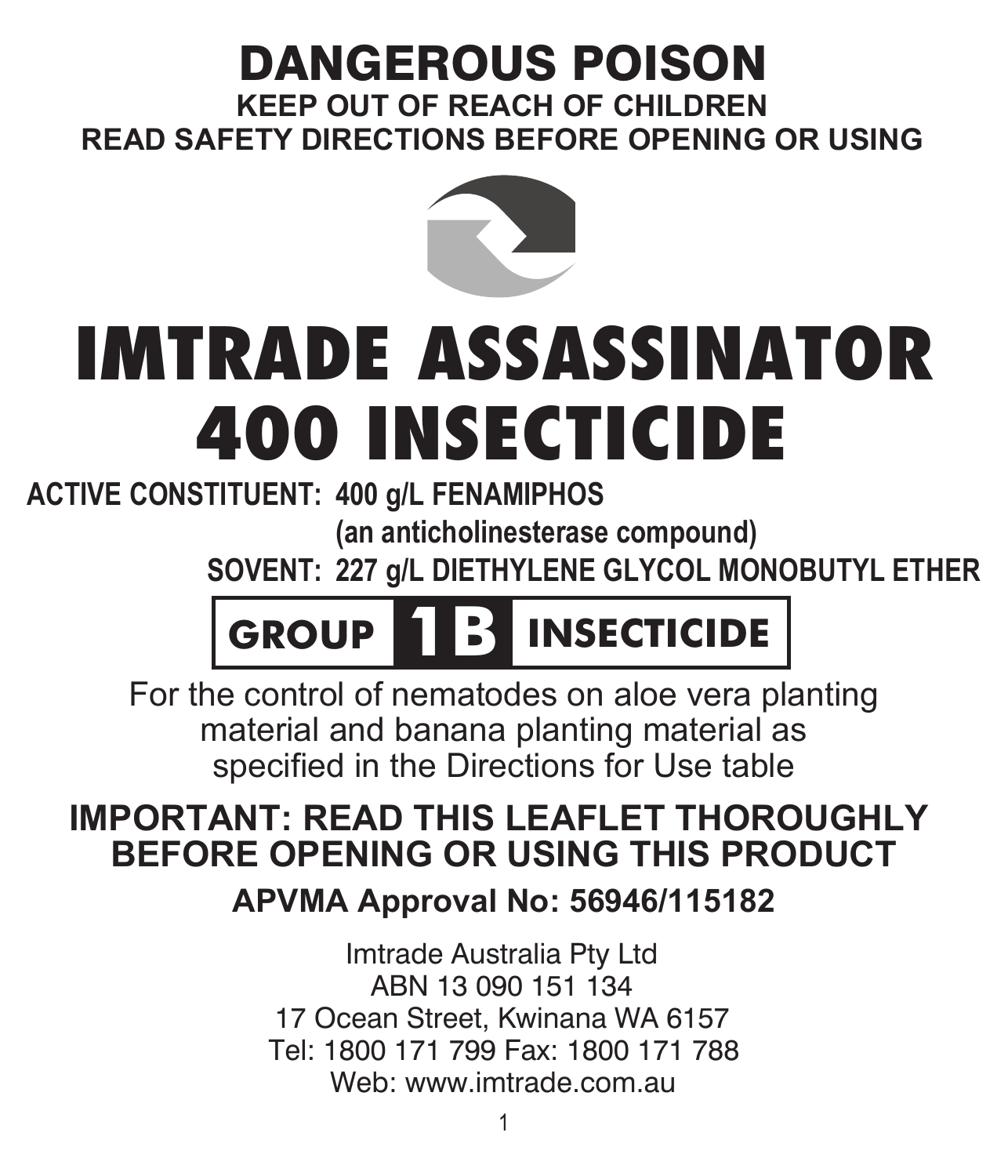# DANGEROUS POISON

**KEEP OUT OF REACH OF CHILDREN**

**READ SAFETY DIRECTIONS BEFORE OPENING OR USING**

# IMTRADE ASSASSINATOR 400 INSECTICIDE

**ACTIVE CONSTITUENT: 400 g/L FENAMIPHOS**
**(an anticholinesterase compound)**
**SOVENT: 227 g/L DIETHYLENE GLYCOL MONOBUTYL ETHER**

**GROUP 1B INSECTICIDE**

For the control of nematodes on aloe vera planting material and banana planting material as specified in the Directions for Use table

**IMPORTANT: READ THIS LEAFLET THOROUGHLY BEFORE OPENING OR USING THIS PRODUCT**

**APVMA Approval No: 56946/115182**

Imtrade Australia Pty Ltd
ABN 13 090 151 134
17 Ocean Street, Kwinana WA 6157
Tel: 1800 171 799 Fax: 1800 171 788
Web: www.imtrade.com.au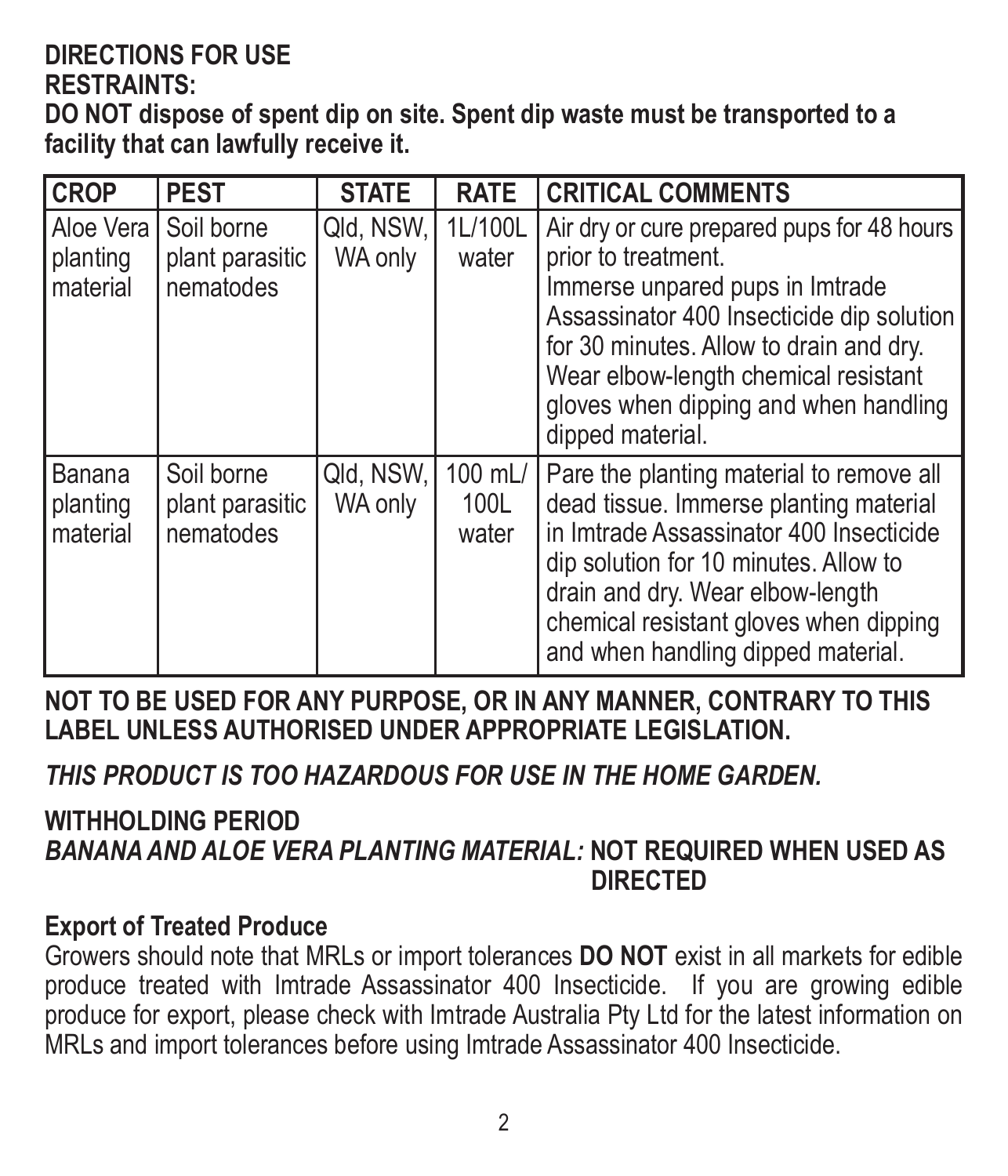**DIRECTIONS FOR USE**

**RESTRAINTS:**

**DO NOT dispose of spent dip on site. Spent dip waste must be transported to a facility that can lawfully receive it.**

| CROP | PEST | STATE | RATE | CRITICAL COMMENTS |
|---|---|---|---|---|
| Aloe Vera planting material | Soil borne plant parasitic nematodes | Qld, NSW, WA only | 1L/100L water | Air dry or cure prepared pups for 48 hours prior to treatment. Immerse unpared pups in Imtrade Assassinator 400 Insecticide dip solution for 30 minutes. Allow to drain and dry. Wear elbow-length chemical resistant gloves when dipping and when handling dipped material. |
| Banana planting material | Soil borne plant parasitic nematodes | Qld, NSW, WA only | 100 mL/ 100L water | Pare the planting material to remove all dead tissue. Immerse planting material in Imtrade Assassinator 400 Insecticide dip solution for 10 minutes. Allow to drain and dry. Wear elbow-length chemical resistant gloves when dipping and when handling dipped material. |

**NOT TO BE USED FOR ANY PURPOSE, OR IN ANY MANNER, CONTRARY TO THIS LABEL UNLESS AUTHORISED UNDER APPROPRIATE LEGISLATION.**

***THIS PRODUCT IS TOO HAZARDOUS FOR USE IN THE HOME GARDEN.***

**WITHHOLDING PERIOD**

***BANANA AND ALOE VERA PLANTING MATERIAL:*** **NOT REQUIRED WHEN USED AS DIRECTED**

**Export of Treated Produce**

Growers should note that MRLs or import tolerances **DO NOT** exist in all markets for edible produce treated with Imtrade Assassinator 400 Insecticide. If you are growing edible produce for export, please check with Imtrade Australia Pty Ltd for the latest information on MRLs and import tolerances before using Imtrade Assassinator 400 Insecticide.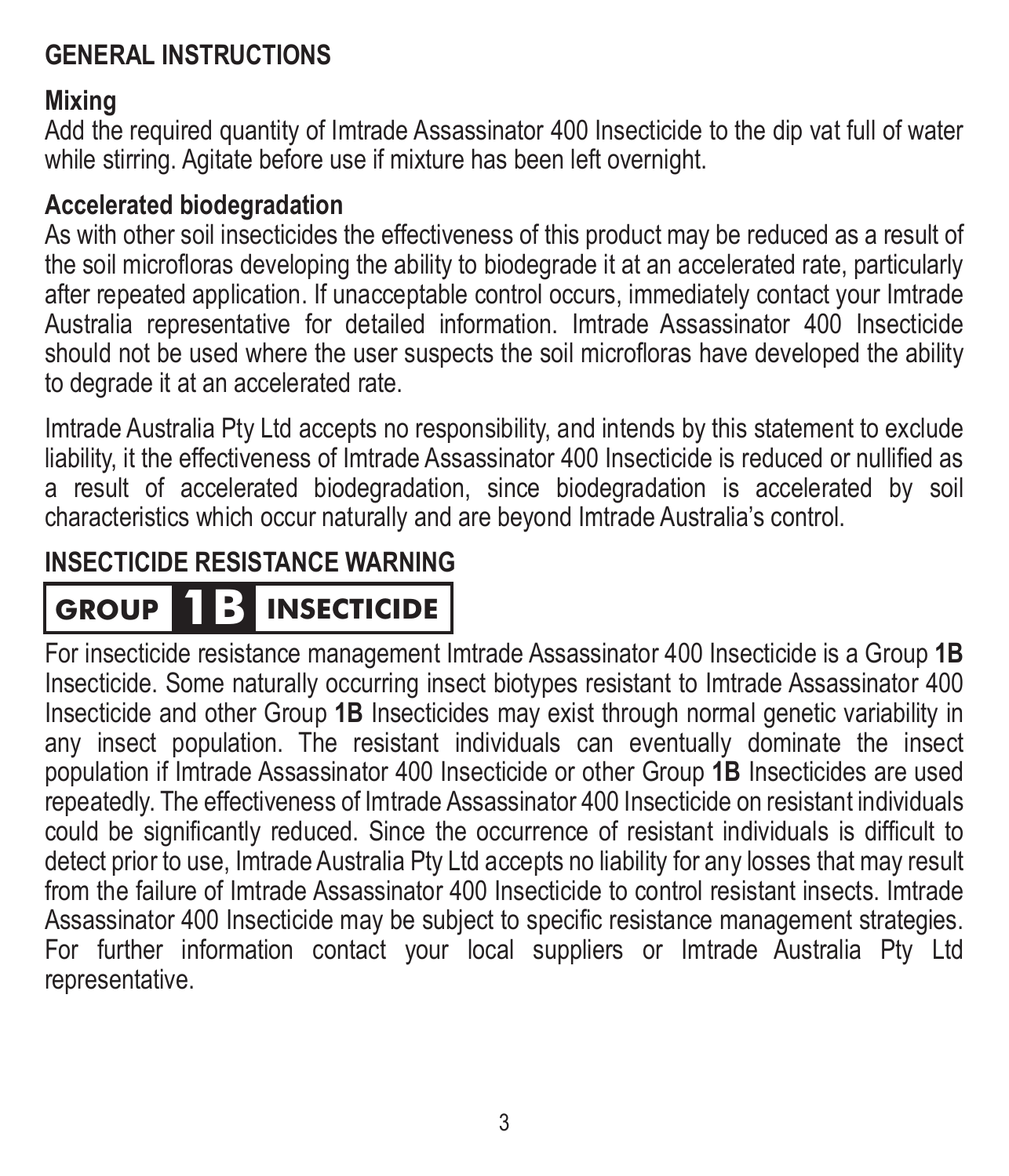## GENERAL INSTRUCTIONS

### Mixing

Add the required quantity of Imtrade Assassinator 400 Insecticide to the dip vat full of water while stirring. Agitate before use if mixture has been left overnight.

### Accelerated biodegradation

As with other soil insecticides the effectiveness of this product may be reduced as a result of the soil microfloras developing the ability to biodegrade it at an accelerated rate, particularly after repeated application. If unacceptable control occurs, immediately contact your Imtrade Australia representative for detailed information. Imtrade Assassinator 400 Insecticide should not be used where the user suspects the soil microfloras have developed the ability to degrade it at an accelerated rate.

Imtrade Australia Pty Ltd accepts no responsibility, and intends by this statement to exclude liability, it the effectiveness of Imtrade Assassinator 400 Insecticide is reduced or nullified as a result of accelerated biodegradation, since biodegradation is accelerated by soil characteristics which occur naturally and are beyond Imtrade Australia's control.

## INSECTICIDE RESISTANCE WARNING

**GROUP 1B INSECTICIDE**

For insecticide resistance management Imtrade Assassinator 400 Insecticide is a Group **1B** Insecticide. Some naturally occurring insect biotypes resistant to Imtrade Assassinator 400 Insecticide and other Group **1B** Insecticides may exist through normal genetic variability in any insect population. The resistant individuals can eventually dominate the insect population if Imtrade Assassinator 400 Insecticide or other Group **1B** Insecticides are used repeatedly. The effectiveness of Imtrade Assassinator 400 Insecticide on resistant individuals could be significantly reduced. Since the occurrence of resistant individuals is difficult to detect prior to use, Imtrade Australia Pty Ltd accepts no liability for any losses that may result from the failure of Imtrade Assassinator 400 Insecticide to control resistant insects. Imtrade Assassinator 400 Insecticide may be subject to specific resistance management strategies. For further information contact your local suppliers or Imtrade Australia Pty Ltd representative.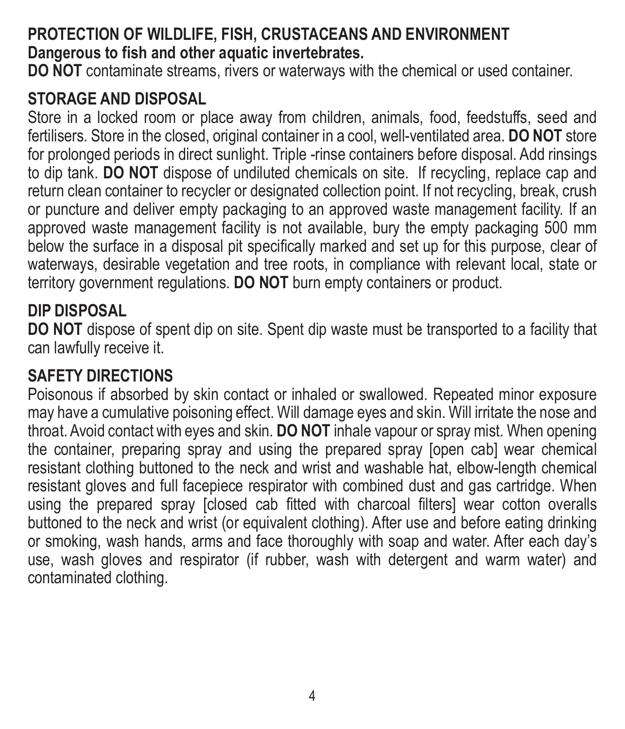## PROTECTION OF WILDLIFE, FISH, CRUSTACEANS AND ENVIRONMENT

**Dangerous to fish and other aquatic invertebrates.**

**DO NOT** contaminate streams, rivers or waterways with the chemical or used container.

## STORAGE AND DISPOSAL

Store in a locked room or place away from children, animals, food, feedstuffs, seed and fertilisers. Store in the closed, original container in a cool, well-ventilated area. **DO NOT** store for prolonged periods in direct sunlight. Triple -rinse containers before disposal. Add rinsings to dip tank. **DO NOT** dispose of undiluted chemicals on site. If recycling, replace cap and return clean container to recycler or designated collection point. If not recycling, break, crush or puncture and deliver empty packaging to an approved waste management facility. If an approved waste management facility is not available, bury the empty packaging 500 mm below the surface in a disposal pit specifically marked and set up for this purpose, clear of waterways, desirable vegetation and tree roots, in compliance with relevant local, state or territory government regulations. **DO NOT** burn empty containers or product.

## DIP DISPOSAL

**DO NOT** dispose of spent dip on site. Spent dip waste must be transported to a facility that can lawfully receive it.

## SAFETY DIRECTIONS

Poisonous if absorbed by skin contact or inhaled or swallowed. Repeated minor exposure may have a cumulative poisoning effect. Will damage eyes and skin. Will irritate the nose and throat. Avoid contact with eyes and skin. **DO NOT** inhale vapour or spray mist. When opening the container, preparing spray and using the prepared spray [open cab] wear chemical resistant clothing buttoned to the neck and wrist and washable hat, elbow-length chemical resistant gloves and full facepiece respirator with combined dust and gas cartridge. When using the prepared spray [closed cab fitted with charcoal filters] wear cotton overalls buttoned to the neck and wrist (or equivalent clothing). After use and before eating drinking or smoking, wash hands, arms and face thoroughly with soap and water. After each day's use, wash gloves and respirator (if rubber, wash with detergent and warm water) and contaminated clothing.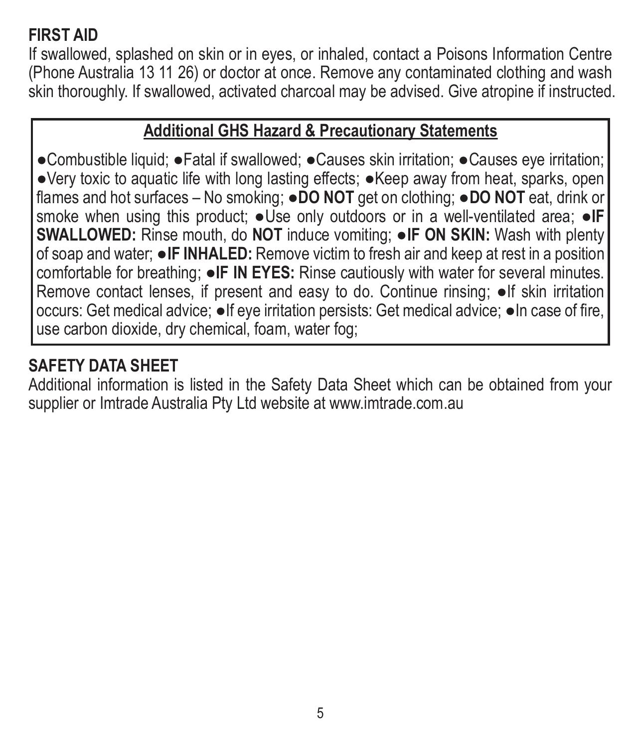## FIRST AID

If swallowed, splashed on skin or in eyes, or inhaled, contact a Poisons Information Centre (Phone Australia 13 11 26) or doctor at once. Remove any contaminated clothing and wash skin thoroughly. If swallowed, activated charcoal may be advised. Give atropine if instructed.

### Additional GHS Hazard & Precautionary Statements

●Combustible liquid; ●Fatal if swallowed; ●Causes skin irritation; ●Causes eye irritation; ●Very toxic to aquatic life with long lasting effects; ●Keep away from heat, sparks, open flames and hot surfaces – No smoking; ●**DO NOT** get on clothing; ●**DO NOT** eat, drink or smoke when using this product; ●Use only outdoors or in a well-ventilated area; ●**IF SWALLOWED:** Rinse mouth, do **NOT** induce vomiting; ●**IF ON SKIN:** Wash with plenty of soap and water; ●**IF INHALED:** Remove victim to fresh air and keep at rest in a position comfortable for breathing; ●**IF IN EYES:** Rinse cautiously with water for several minutes. Remove contact lenses, if present and easy to do. Continue rinsing; ●If skin irritation occurs: Get medical advice; ●If eye irritation persists: Get medical advice; ●In case of fire, use carbon dioxide, dry chemical, foam, water fog;

## SAFETY DATA SHEET

Additional information is listed in the Safety Data Sheet which can be obtained from your supplier or Imtrade Australia Pty Ltd website at www.imtrade.com.au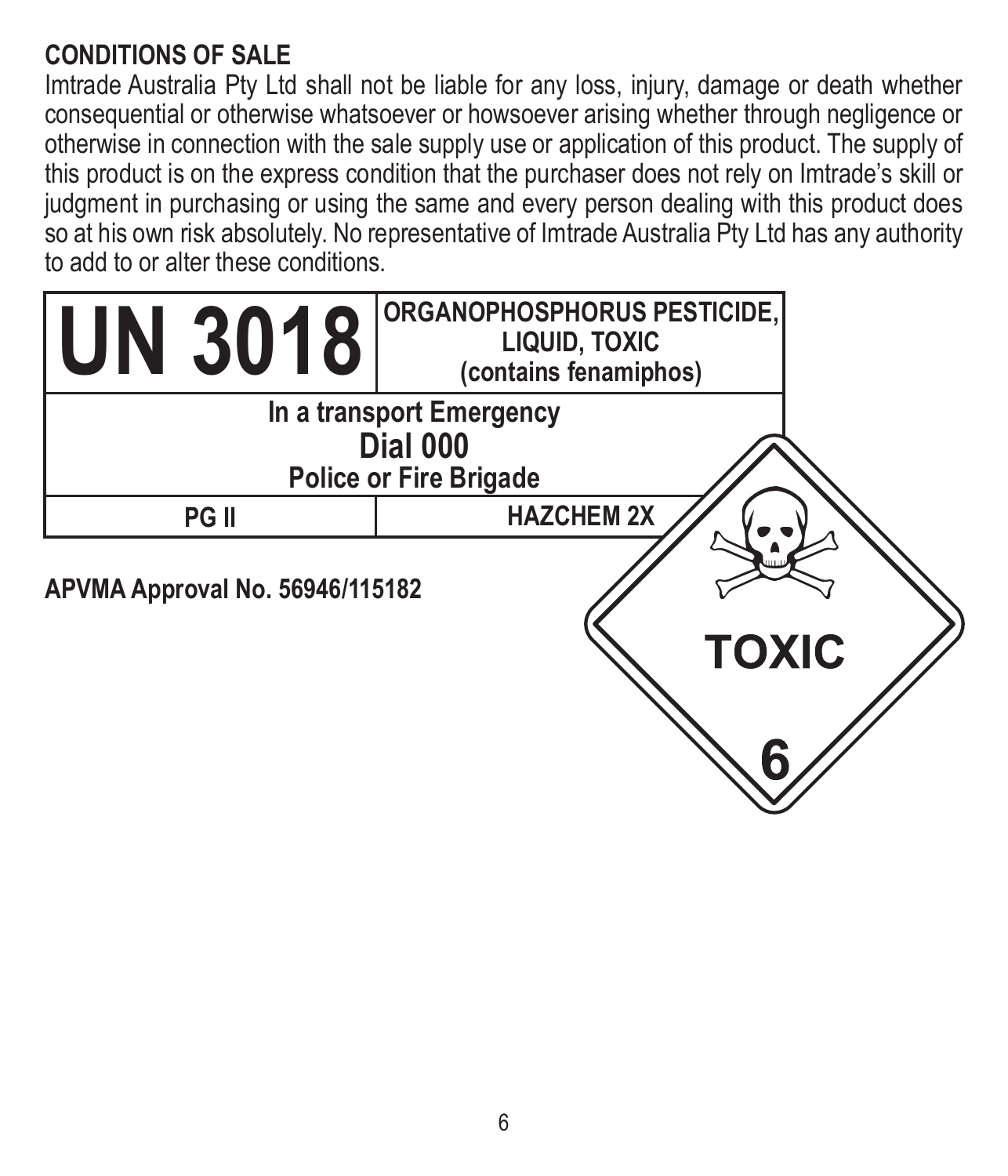**CONDITIONS OF SALE**

Imtrade Australia Pty Ltd shall not be liable for any loss, injury, damage or death whether consequential or otherwise whatsoever or howsoever arising whether through negligence or otherwise in connection with the sale supply use or application of this product. The supply of this product is on the express condition that the purchaser does not rely on Imtrade's skill or judgment in purchasing or using the same and every person dealing with this product does so at his own risk absolutely. No representative of Imtrade Australia Pty Ltd has any authority to add to or alter these conditions.

| | |
|---|---|
| **UN 3018** | **ORGANOPHOSPHORUS PESTICIDE, LIQUID, TOXIC (contains fenamiphos)** |
| **In a transport Emergency Dial 000 Police or Fire Brigade** | |
| **PG II** | **HAZCHEM 2X** |

TOXIC

6

**APVMA Approval No. 56946/115182**